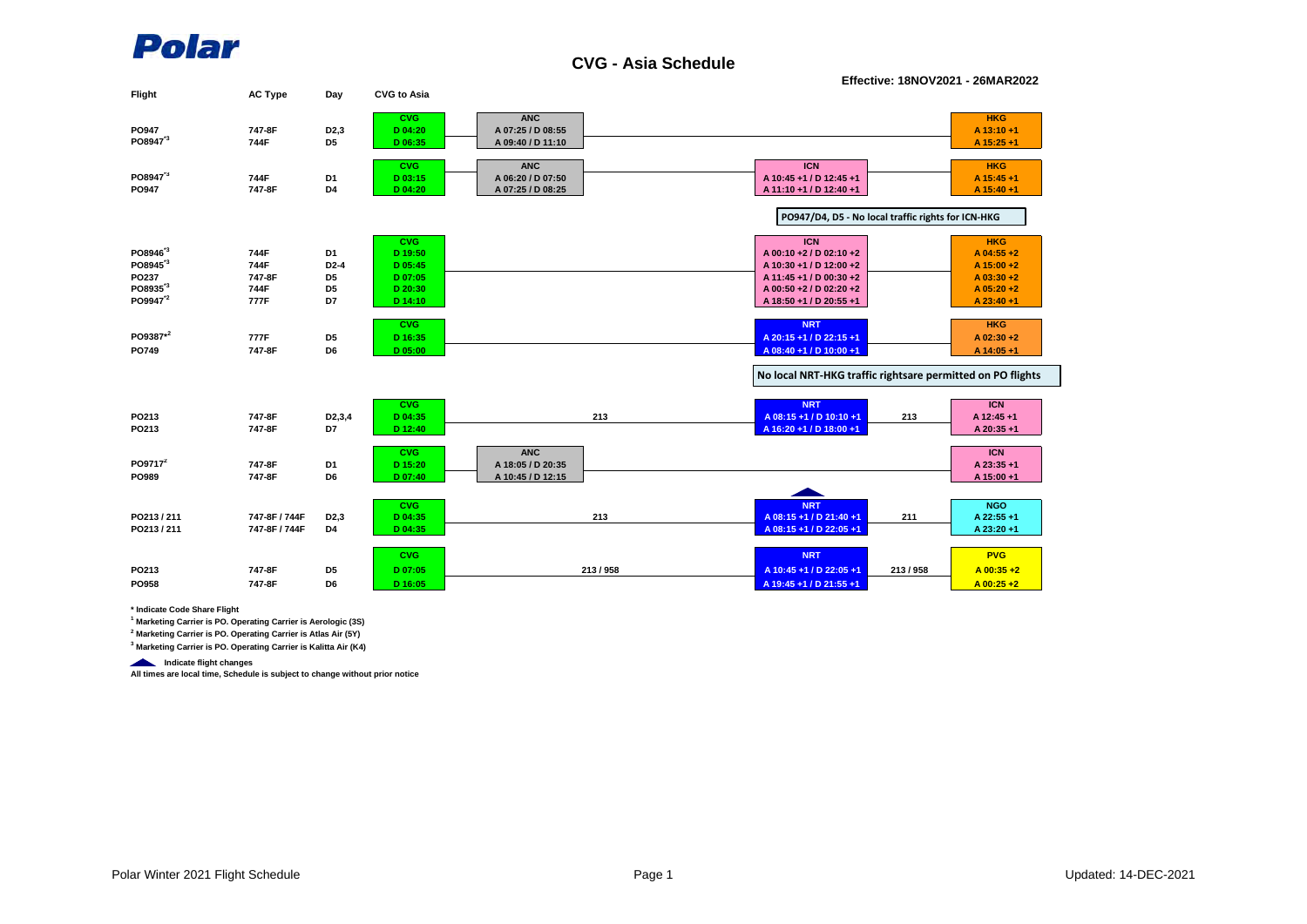Polar

# CVG - Asia Schedule

**Effective: 18NOV2021 - 26MAR2022**

| Flight | AC Type | Day | CVG | ANC | Via | ICN / NRT | Via | Destination |
|---|---|---|---|---|---|---|---|---|
| | | | **CVG** | **ANC** | | | | **HKG** |
| PO947 | 747-8F | D2,3 | D 04:20 | A 07:25 / D 08:55 | | | | A 13:10 +1 |
| PO8947*3 | 744F | D5 | D 06:35 | A 09:40 / D 11:10 | | | | A 15:25 +1 |
| | | | **CVG** | **ANC** | | **ICN** | | **HKG** |
| PO8947*3 | 744F | D1 | D 03:15 | A 06:20 / D 07:50 | | A 10:45 +1 / D 12:45 +1 | | A 15:45 +1 |
| PO947 | 747-8F | D4 | D 04:20 | A 07:25 / D 08:25 | | A 11:10 +1 / D 12:40 +1 | | A 15:40 +1 |

PO947/D4, D5 - No local traffic rights for ICN-HKG

| Flight | AC Type | Day | CVG | ANC | Via | ICN / NRT | Via | Destination |
|---|---|---|---|---|---|---|---|---|
| | | | **CVG** | | | **ICN** | | **HKG** |
| PO8946*3 | 744F | D1 | D 19:50 | | | A 00:10 +2 / D 02:10 +2 | | A 04:55 +2 |
| PO8945*3 | 744F | D2-4 | D 05:45 | | | A 10:30 +1 / D 12:00 +2 | | A 15:00 +2 |
| PO237 | 747-8F | D5 | D 07:05 | | | A 11:45 +1 / D 00:30 +2 | | A 03:30 +2 |
| PO8935*3 | 744F | D5 | D 20:30 | | | A 00:50 +2 / D 02:20 +2 | | A 05:20 +2 |
| PO9947*2 | 777F | D7 | D 14:10 | | | A 18:50 +1 / D 20:55 +1 | | A 23:40 +1 |
| | | | **CVG** | | | **NRT** | | **HKG** |
| PO9387*2 | 777F | D5 | D 16:35 | | | A 20:15 +1 / D 22:15 +1 | | A 02:30 +2 |
| PO749 | 747-8F | D6 | D 05:00 | | | A 08:40 +1 / D 10:00 +1 | | A 14:05 +1 |

No local NRT-HKG traffic rightsare permitted on PO flights

| Flight | AC Type | Day | CVG | ANC | Via | ICN / NRT | Via | Destination |
|---|---|---|---|---|---|---|---|---|
| | | | **CVG** | | | **NRT** | | **ICN** |
| PO213 | 747-8F | D2,3,4 | D 04:35 | | 213 | A 08:15 +1 / D 10:10 +1 | 213 | A 12:45 +1 |
| PO213 | 747-8F | D7 | D 12:40 | | | A 16:20 +1 / D 18:00 +1 | | A 20:35 +1 |
| | | | **CVG** | **ANC** | | | | **ICN** |
| PO9717*2 | 747-8F | D1 | D 15:20 | A 18:05 / D 20:35 | | | | A 23:35 +1 |
| PO989 | 747-8F | D6 | D 07:40 | A 10:45 / D 12:15 | | | | A 15:00 +1 |
| | | | **CVG** | | | **NRT** | | **NGO** |
| PO213 / 211 | 747-8F / 744F | D2,3 | D 04:35 | | 213 | A 08:15 +1 / D 21:40 +1 | 211 | A 22:55 +1 |
| PO213 / 211 | 747-8F / 744F | D4 | D 04:35 | | | A 08:15 +1 / D 22:05 +1 | | A 23:20 +1 |
| | | | **CVG** | | | **NRT** | | **PVG** |
| PO213 | 747-8F | D5 | D 07:05 | | 213 / 958 | A 10:45 +1 / D 22:05 +1 | 213 / 958 | A 00:35 +2 |
| PO958 | 747-8F | D6 | D 16:05 | | | A 19:45 +1 / D 21:55 +1 | | A 00:25 +2 |

\* Indicate Code Share Flight

[1] Marketing Carrier is PO. Operating Carrier is Aerologic (3S)

[2] Marketing Carrier is PO. Operating Carrier is Atlas Air (5Y)

[3] Marketing Carrier is PO. Operating Carrier is Kalitta Air (K4)

▲ Indicate flight changes

All times are local time, Schedule is subject to change without prior notice

Polar Winter 2021 Flight Schedule

Updated: 14-DEC-2021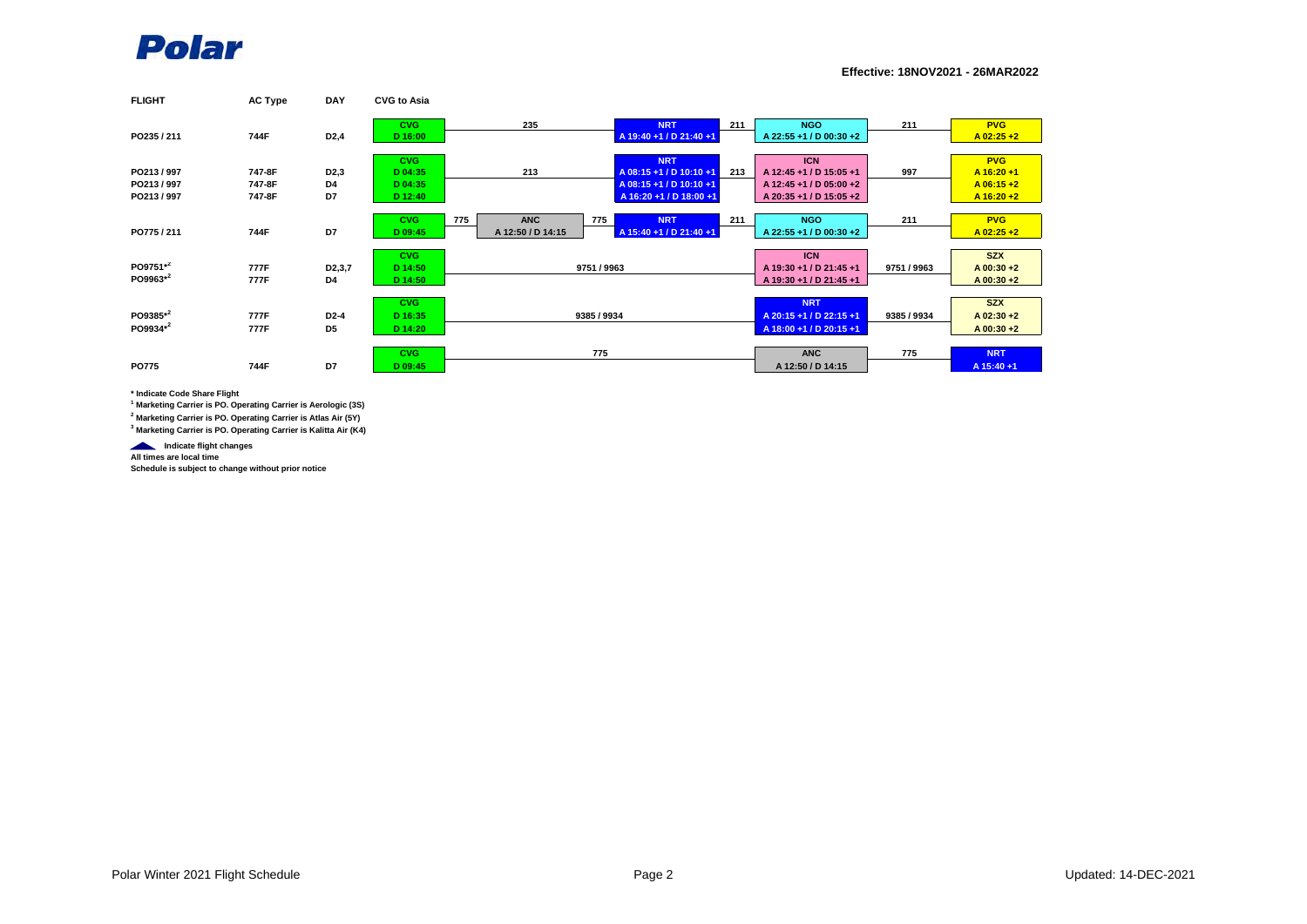# Polar

**Effective: 18NOV2021 - 26MAR2022**

| FLIGHT | AC Type | DAY | CVG to Asia | | | | | | | | |
|---|---|---|---|---|---|---|---|---|---|---|---|
| PO235 / 211 | 744F | D2,4 | CVG D 16:00 | 235 | | NRT A 19:40 +1 / D 21:40 +1 | 211 | NGO A 22:55 +1 / D 00:30 +2 | 211 | PVG A 02:25 +2 |
| PO213 / 997 | 747-8F | D2,3 | CVG D 04:35 | 213 | | NRT A 08:15 +1 / D 10:10 +1 | 213 | ICN A 12:45 +1 / D 15:05 +1 | 997 | PVG A 16:20 +1 |
| PO213 / 997 | 747-8F | D4 | D 04:35 | | | A 08:15 +1 / D 10:10 +1 | | A 12:45 +1 / D 05:00 +2 | | A 06:15 +2 |
| PO213 / 997 | 747-8F | D7 | D 12:40 | | | A 16:20 +1 / D 18:00 +1 | | A 20:35 +1 / D 15:05 +2 | | A 16:20 +2 |
| PO775 / 211 | 744F | D7 | CVG D 09:45 | 775 | ANC A 12:50 / D 14:15 | 775 NRT A 15:40 +1 / D 21:40 +1 | 211 | NGO A 22:55 +1 / D 00:30 +2 | 211 | PVG A 02:25 +2 |
| PO9751*[2] | 777F | D2,3,7 | CVG D 14:50 | 9751 / 9963 | | | | ICN A 19:30 +1 / D 21:45 +1 | 9751 / 9963 | SZX A 00:30 +2 |
| PO9963*[2] | 777F | D4 | D 14:50 | | | | | A 19:30 +1 / D 21:45 +1 | | A 00:30 +2 |
| PO9385*[2] | 777F | D2-4 | CVG D 16:35 | 9385 / 9934 | | | | NRT A 20:15 +1 / D 22:15 +1 | 9385 / 9934 | SZX A 02:30 +2 |
| PO9934*[2] | 777F | D5 | D 14:20 | | | | | A 18:00 +1 / D 20:15 +1 | | A 00:30 +2 |
| PO775 | 744F | D7 | CVG D 09:45 | 775 | | | | ANC A 12:50 / D 14:15 | 775 | NRT A 15:40 +1 |

\* Indicate Code Share Flight

[1] Marketing Carrier is PO. Operating Carrier is Aerologic (3S)

[2] Marketing Carrier is PO. Operating Carrier is Atlas Air (5Y)

[3] Marketing Carrier is PO. Operating Carrier is Kalitta Air (K4)

Indicate flight changes

All times are local time

Schedule is subject to change without prior notice

Polar Winter 2021 Flight Schedule

Updated: 14-DEC-2021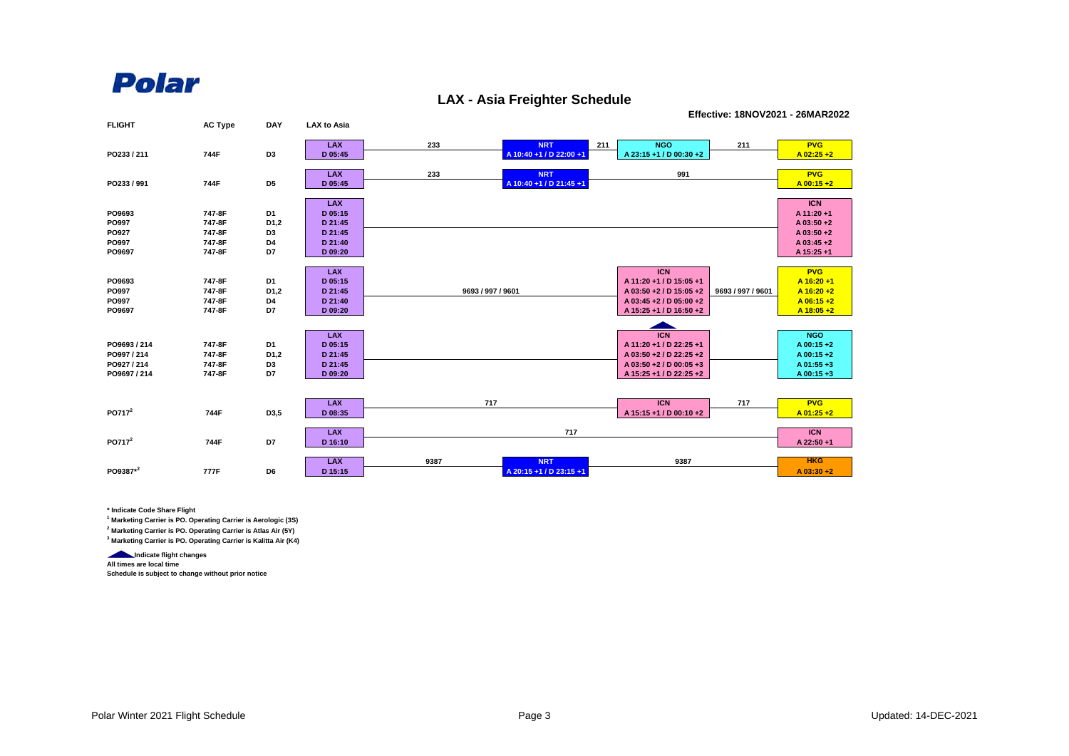Polar

# LAX - Asia Freighter Schedule

**Effective: 18NOV2021 - 26MAR2022**

| FLIGHT | AC Type | DAY | LAX to Asia | | | | | | |
|---|---|---|---|---|---|---|---|---|---|
| PO233 / 211 | 744F | D3 | LAX D 05:45 | 233 | NRT A 10:40 +1 / D 22:00 +1 | 211 | NGO A 23:15 +1 / D 00:30 +2 | 211 | PVG A 02:25 +2 |
| PO233 / 991 | 744F | D5 | LAX D 05:45 | 233 | NRT A 10:40 +1 / D 21:45 +1 | | | 991 | PVG A 00:15 +2 |

| FLIGHT | AC Type | DAY | LAX | ICN |
|---|---|---|---|---|
| PO9693 | 747-8F | D1 | D 05:15 | A 11:20 +1 |
| PO997 | 747-8F | D1,2 | D 21:45 | A 03:50 +2 |
| PO927 | 747-8F | D3 | D 21:45 | A 03:50 +2 |
| PO997 | 747-8F | D4 | D 21:40 | A 03:45 +2 |
| PO9697 | 747-8F | D7 | D 09:20 | A 15:25 +1 |

Via 9693 / 997 / 9601:

| FLIGHT | AC Type | DAY | LAX | ICN | PVG |
|---|---|---|---|---|---|
| PO9693 | 747-8F | D1 | D 05:15 | A 11:20 +1 / D 15:05 +1 | A 16:20 +1 |
| PO997 | 747-8F | D1,2 | D 21:45 | A 03:50 +2 / D 15:05 +2 | A 16:20 +2 |
| PO997 | 747-8F | D4 | D 21:40 | A 03:45 +2 / D 05:00 +2 | A 06:15 +2 |
| PO9697 | 747-8F | D7 | D 09:20 | A 15:25 +1 / D 16:50 +2 | A 18:05 +2 |

| FLIGHT | AC Type | DAY | LAX | ICN | NGO |
|---|---|---|---|---|---|
| PO9693 / 214 | 747-8F | D1 | D 05:15 | A 11:20 +1 / D 22:25 +1 | A 00:15 +2 |
| PO997 / 214 | 747-8F | D1,2 | D 21:45 | A 03:50 +2 / D 22:25 +2 | A 00:15 +2 |
| PO927 / 214 | 747-8F | D3 | D 21:45 | A 03:50 +2 / D 00:05 +3 | A 01:55 +3 |
| PO9697 / 214 | 747-8F | D7 | D 09:20 | A 15:25 +1 / D 22:25 +2 | A 00:15 +3 |

| FLIGHT | AC Type | DAY | LAX | | Via | | Destination |
|---|---|---|---|---|---|---|---|
| PO717[2] | 744F | D3,5 | D 08:35 | 717 | ICN A 15:15 +1 / D 00:10 +2 | 717 | PVG A 01:25 +2 |
| PO717[2] | 744F | D7 | D 16:10 | 717 | | | ICN A 22:50 +1 |
| PO9387*[2] | 777F | D6 | D 15:15 | 9387 | NRT A 20:15 +1 / D 23:15 +1 | 9387 | HKG A 03:30 +2 |

\* Indicate Code Share Flight

[1] Marketing Carrier is PO. Operating Carrier is Aerologic (3S)

[2] Marketing Carrier is PO. Operating Carrier is Atlas Air (5Y)

[3] Marketing Carrier is PO. Operating Carrier is Kalitta Air (K4)

▲ Indicate flight changes

All times are local time

Schedule is subject to change without prior notice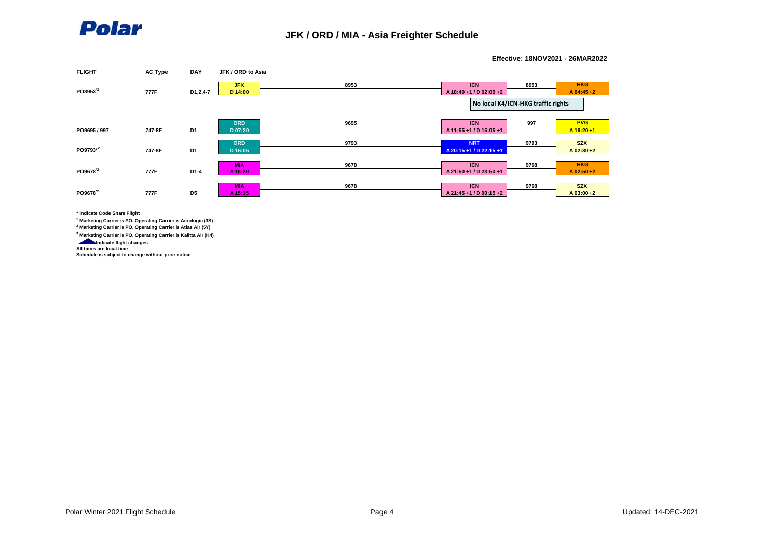Polar

# JFK / ORD / MIA - Asia Freighter Schedule

**Effective: 18NOV2021 - 26MAR2022**

| FLIGHT | AC Type | DAY | JFK / ORD to Asia | Flight | Transit | Flight | Destination |
|---|---|---|---|---|---|---|---|
| PO8953*3 | 777F | D1,2,4-7 | JFK D 14:00 | 8953 | ICN A 18:40 +1 / D 02:00 +2 | 8953 | HKG A 04:45 +2 |
| | | | | | No local K4/ICN-HKG traffic rights | | |
| PO9695 / 997 | 747-8F | D1 | ORD D 07:20 | 9695 | ICN A 11:55 +1 / D 15:05 +1 | 997 | PVG A 16:20 +1 |
| PO9793*2 | 747-8F | D1 | ORD D 16:05 | 9793 | NRT A 20:15 +1 / D 22:15 +1 | 9793 | SZX A 02:30 +2 |
| PO9678*2 | 777F | D1-4 | MIA A 15:20 | 9678 | ICN A 21:50 +1 / D 23:50 +1 | 9768 | HKG A 02:50 +2 |
| PO9678*2 | 777F | D5 | MIA A 15:15 | 9678 | ICN A 21:45 +1 / D 00:15 +2 | 9768 | SZX A 03:00 +2 |

* Indicate Code Share Flight

[1] Marketing Carrier is PO. Operating Carrier is Aerologic (3S)

[2] Marketing Carrier is PO. Operating Carrier is Atlas Air (5Y)

[3] Marketing Carrier is PO. Operating Carrier is Kalitta Air (K4)

Indicate flight changes

All times are local time

Schedule is subject to change without prior notice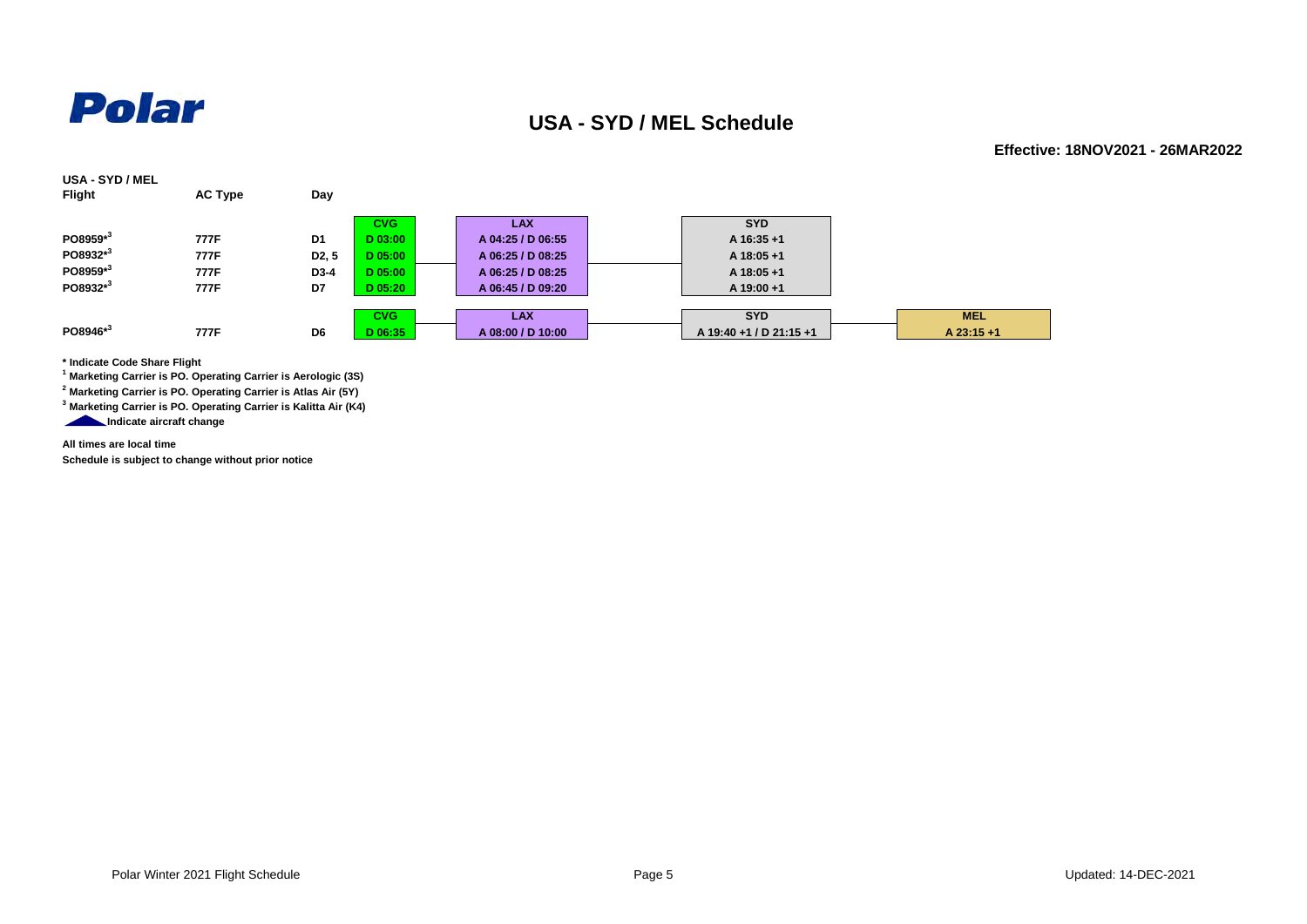Polar

# USA - SYD / MEL Schedule

**Effective: 18NOV2021 - 26MAR2022**

**USA - SYD / MEL**

| Flight | AC Type | Day | CVG | LAX | SYD | MEL |
|---|---|---|---|---|---|---|
| PO8959*[3] | 777F | D1 | D 03:00 | A 04:25 / D 06:55 | A 16:35 +1 | |
| PO8932*[3] | 777F | D2, 5 | D 05:00 | A 06:25 / D 08:25 | A 18:05 +1 | |
| PO8959*[3] | 777F | D3-4 | D 05:00 | A 06:25 / D 08:25 | A 18:05 +1 | |
| PO8932*[3] | 777F | D7 | D 05:20 | A 06:45 / D 09:20 | A 19:00 +1 | |
| PO8946*[3] | 777F | D6 | D 06:35 | A 08:00 / D 10:00 | A 19:40 +1 / D 21:15 +1 | A 23:15 +1 |

**\* Indicate Code Share Flight**

**[1] Marketing Carrier is PO. Operating Carrier is Aerologic (3S)**

**[2] Marketing Carrier is PO. Operating Carrier is Atlas Air (5Y)**

**[3] Marketing Carrier is PO. Operating Carrier is Kalitta Air (K4)**

**Indicate aircraft change**

**All times are local time**

**Schedule is subject to change without prior notice**

Polar Winter 2021 Flight Schedule

Updated: 14-DEC-2021